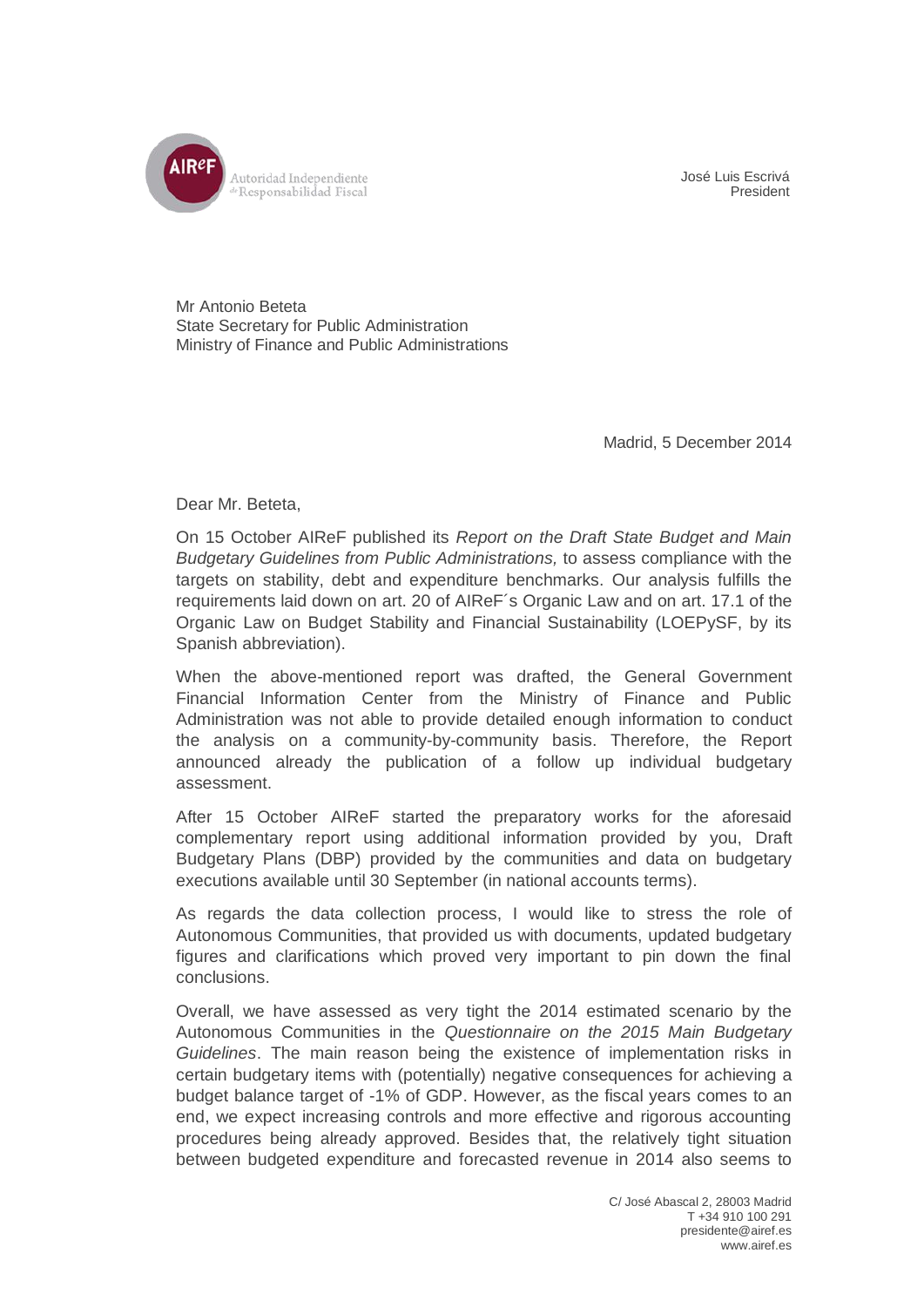AIReF Autoridad Independiente de Responsabilidad Fiscal

José Luis Escrivá
President

Mr Antonio Beteta
State Secretary for Public Administration
Ministry of Finance and Public Administrations

Madrid, 5 December 2014

Dear Mr. Beteta,

On 15 October AIReF published its *Report on the Draft State Budget and Main Budgetary Guidelines from Public Administrations,* to assess compliance with the targets on stability, debt and expenditure benchmarks. Our analysis fulfills the requirements laid down on art. 20 of AIReF´s Organic Law and on art. 17.1 of the Organic Law on Budget Stability and Financial Sustainability (LOEPySF, by its Spanish abbreviation).

When the above-mentioned report was drafted, the General Government Financial Information Center from the Ministry of Finance and Public Administration was not able to provide detailed enough information to conduct the analysis on a community-by-community basis. Therefore, the Report announced already the publication of a follow up individual budgetary assessment.

After 15 October AIReF started the preparatory works for the aforesaid complementary report using additional information provided by you, Draft Budgetary Plans (DBP) provided by the communities and data on budgetary executions available until 30 September (in national accounts terms).

As regards the data collection process, I would like to stress the role of Autonomous Communities, that provided us with documents, updated budgetary figures and clarifications which proved very important to pin down the final conclusions.

Overall, we have assessed as very tight the 2014 estimated scenario by the Autonomous Communities in the *Questionnaire on the 2015 Main Budgetary Guidelines*. The main reason being the existence of implementation risks in certain budgetary items with (potentially) negative consequences for achieving a budget balance target of -1% of GDP. However, as the fiscal years comes to an end, we expect increasing controls and more effective and rigorous accounting procedures being already approved. Besides that, the relatively tight situation between budgeted expenditure and forecasted revenue in 2014 also seems to

C/ José Abascal 2, 28003 Madrid
T +34 910 100 291
presidente@airef.es
www.airef.es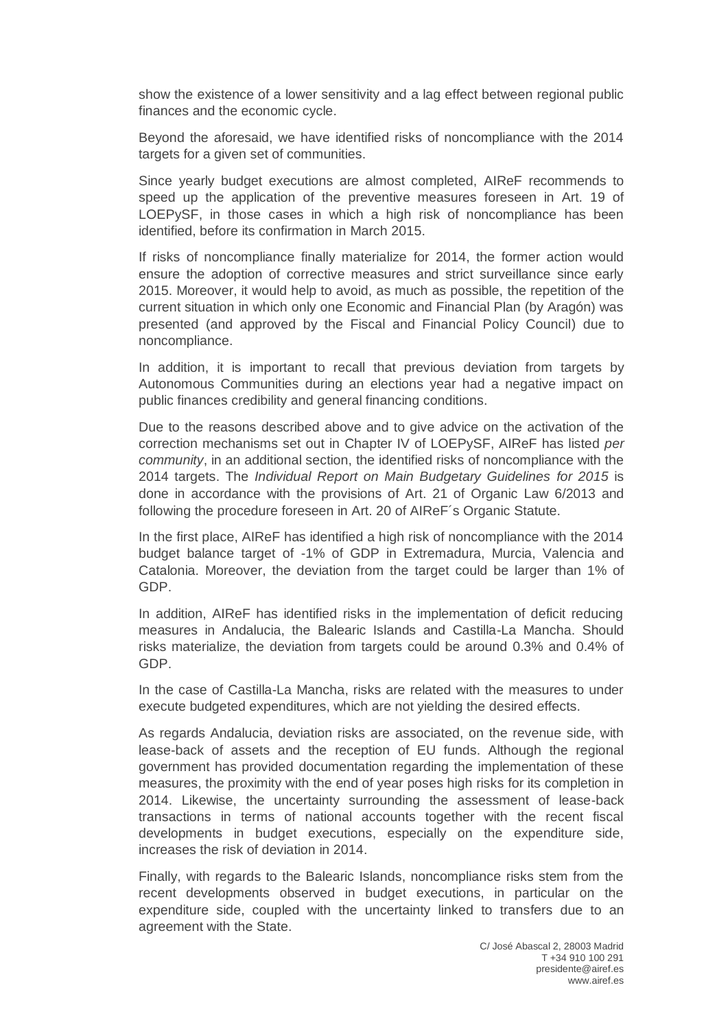show the existence of a lower sensitivity and a lag effect between regional public finances and the economic cycle.

Beyond the aforesaid, we have identified risks of noncompliance with the 2014 targets for a given set of communities.

Since yearly budget executions are almost completed, AIReF recommends to speed up the application of the preventive measures foreseen in Art. 19 of LOEPySF, in those cases in which a high risk of noncompliance has been identified, before its confirmation in March 2015.

If risks of noncompliance finally materialize for 2014, the former action would ensure the adoption of corrective measures and strict surveillance since early 2015. Moreover, it would help to avoid, as much as possible, the repetition of the current situation in which only one Economic and Financial Plan (by Aragón) was presented (and approved by the Fiscal and Financial Policy Council) due to noncompliance.

In addition, it is important to recall that previous deviation from targets by Autonomous Communities during an elections year had a negative impact on public finances credibility and general financing conditions.

Due to the reasons described above and to give advice on the activation of the correction mechanisms set out in Chapter IV of LOEPySF, AIReF has listed *per community*, in an additional section, the identified risks of noncompliance with the 2014 targets. The *Individual Report on Main Budgetary Guidelines for 2015* is done in accordance with the provisions of Art. 21 of Organic Law 6/2013 and following the procedure foreseen in Art. 20 of AIReF´s Organic Statute.

In the first place, AIReF has identified a high risk of noncompliance with the 2014 budget balance target of -1% of GDP in Extremadura, Murcia, Valencia and Catalonia. Moreover, the deviation from the target could be larger than 1% of GDP.

In addition, AIReF has identified risks in the implementation of deficit reducing measures in Andalucia, the Balearic Islands and Castilla-La Mancha. Should risks materialize, the deviation from targets could be around 0.3% and 0.4% of GDP.

In the case of Castilla-La Mancha, risks are related with the measures to under execute budgeted expenditures, which are not yielding the desired effects.

As regards Andalucia, deviation risks are associated, on the revenue side, with lease-back of assets and the reception of EU funds. Although the regional government has provided documentation regarding the implementation of these measures, the proximity with the end of year poses high risks for its completion in 2014. Likewise, the uncertainty surrounding the assessment of lease-back transactions in terms of national accounts together with the recent fiscal developments in budget executions, especially on the expenditure side, increases the risk of deviation in 2014.

Finally, with regards to the Balearic Islands, noncompliance risks stem from the recent developments observed in budget executions, in particular on the expenditure side, coupled with the uncertainty linked to transfers due to an agreement with the State.

C/ José Abascal 2, 28003 Madrid
T +34 910 100 291
presidente@airef.es
www.airef.es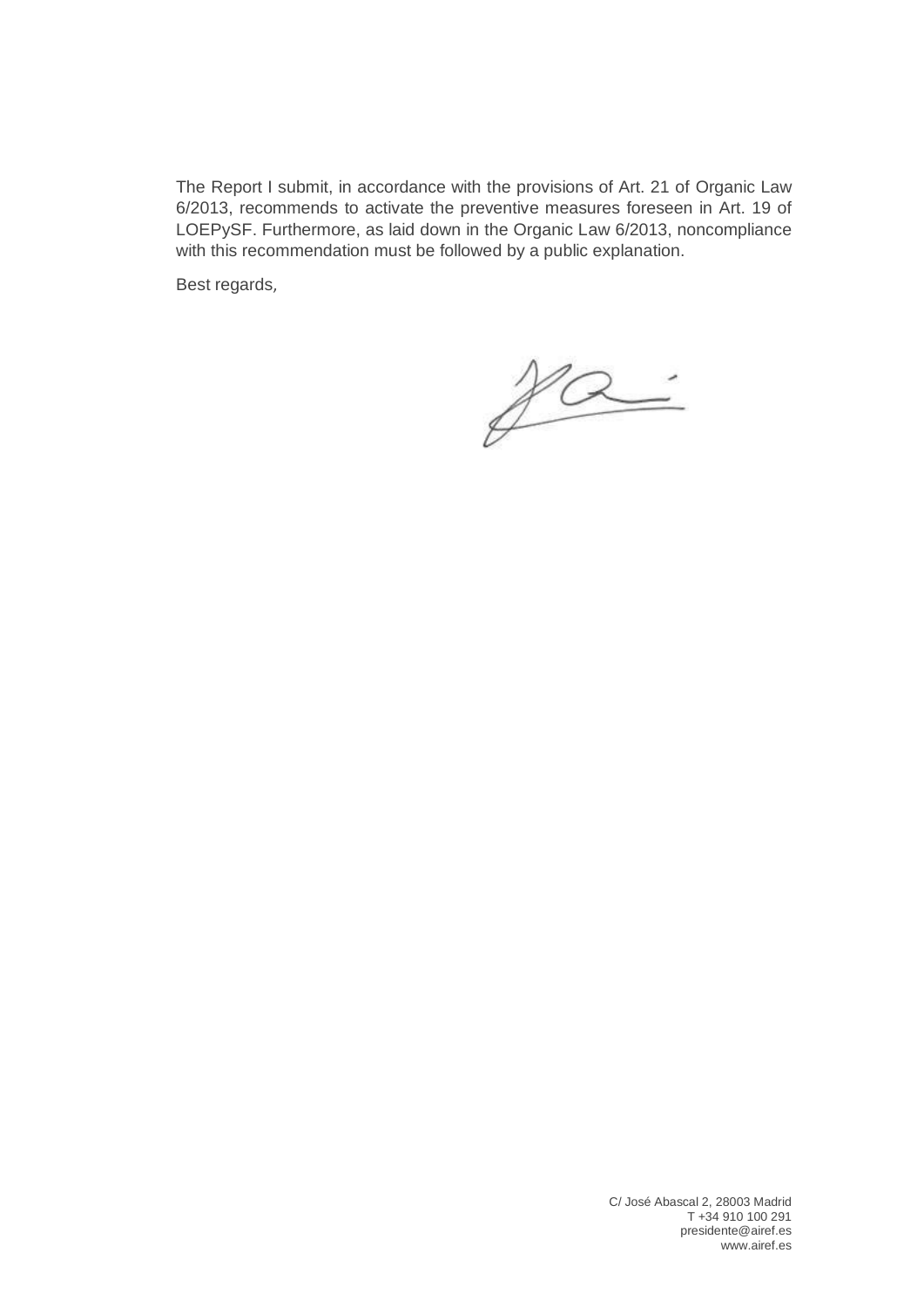The Report I submit, in accordance with the provisions of Art. 21 of Organic Law 6/2013, recommends to activate the preventive measures foreseen in Art. 19 of LOEPySF. Furthermore, as laid down in the Organic Law 6/2013, noncompliance with this recommendation must be followed by a public explanation.

Best regards,

C/ José Abascal 2, 28003 Madrid
T +34 910 100 291
presidente@airef.es
www.airef.es